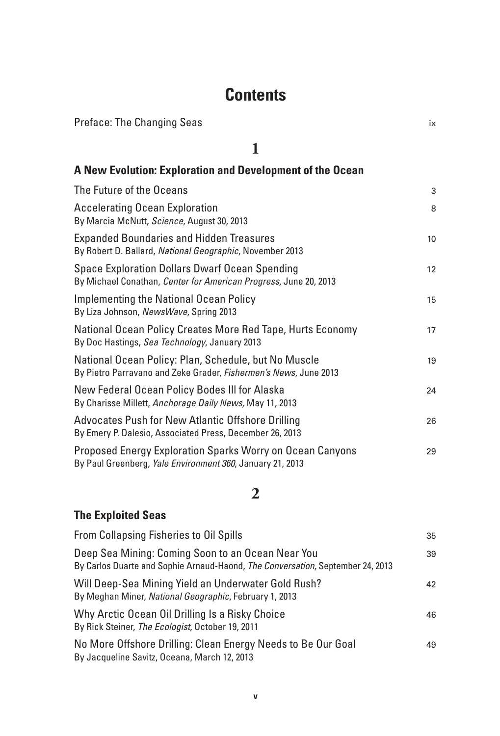# Contents

Preface: The Changing Seas ix

## 1

### A New Evolution: Exploration and Development of the Ocean

The Future of the Oceans 3

Accelerating Ocean Exploration 8
By Marcia McNutt, *Science*, August 30, 2013

Expanded Boundaries and Hidden Treasures 10
By Robert D. Ballard, *National Geographic*, November 2013

Space Exploration Dollars Dwarf Ocean Spending 12
By Michael Conathan, *Center for American Progress*, June 20, 2013

Implementing the National Ocean Policy 15
By Liza Johnson, *NewsWave*, Spring 2013

National Ocean Policy Creates More Red Tape, Hurts Economy 17
By Doc Hastings, *Sea Technology*, January 2013

National Ocean Policy: Plan, Schedule, but No Muscle 19
By Pietro Parravano and Zeke Grader, *Fishermen's News*, June 2013

New Federal Ocean Policy Bodes Ill for Alaska 24
By Charisse Millett, *Anchorage Daily News*, May 11, 2013

Advocates Push for New Atlantic Offshore Drilling 26
By Emery P. Dalesio, Associated Press, December 26, 2013

Proposed Energy Exploration Sparks Worry on Ocean Canyons 29
By Paul Greenberg, *Yale Environment 360*, January 21, 2013

## 2

### The Exploited Seas

From Collapsing Fisheries to Oil Spills 35

Deep Sea Mining: Coming Soon to an Ocean Near You 39
By Carlos Duarte and Sophie Arnaud-Haond, *The Conversation*, September 24, 2013

Will Deep-Sea Mining Yield an Underwater Gold Rush? 42
By Meghan Miner, *National Geographic*, February 1, 2013

Why Arctic Ocean Oil Drilling Is a Risky Choice 46
By Rick Steiner, *The Ecologist*, October 19, 2011

No More Offshore Drilling: Clean Energy Needs to Be Our Goal 49
By Jacqueline Savitz, Oceana, March 12, 2013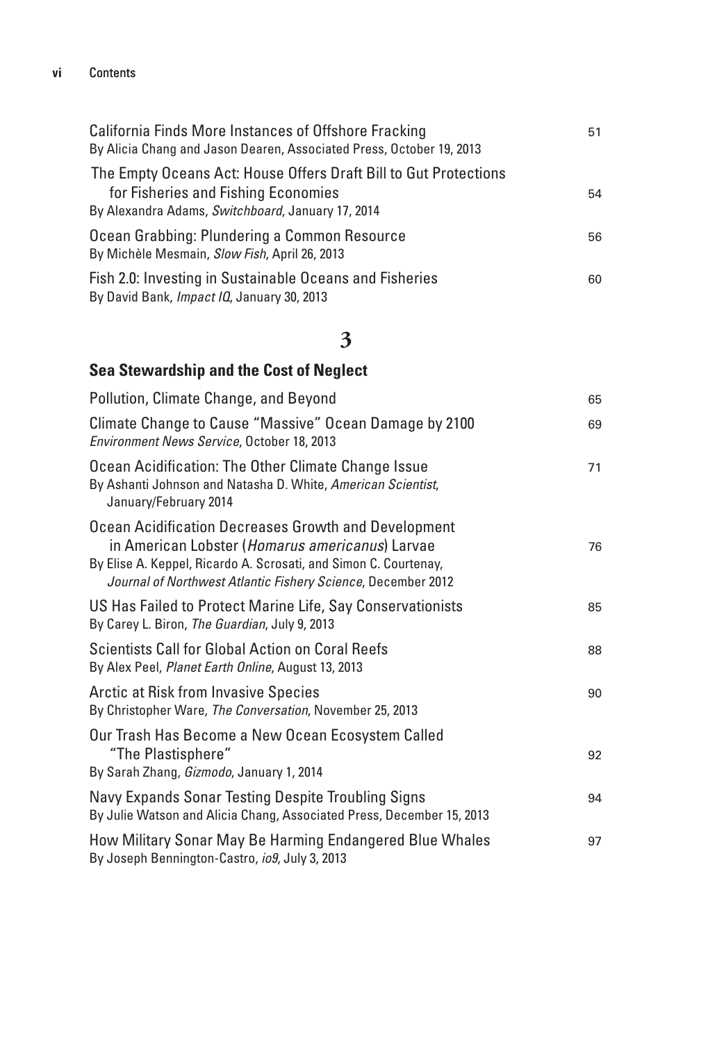California Finds More Instances of Offshore Fracking — 51
By Alicia Chang and Jason Dearen, Associated Press, October 19, 2013

The Empty Oceans Act: House Offers Draft Bill to Gut Protections for Fisheries and Fishing Economies — 54
By Alexandra Adams, *Switchboard*, January 17, 2014

Ocean Grabbing: Plundering a Common Resource — 56
By Michèle Mesmain, *Slow Fish*, April 26, 2013

Fish 2.0: Investing in Sustainable Oceans and Fisheries — 60
By David Bank, *Impact IQ*, January 30, 2013

## 3

## Sea Stewardship and the Cost of Neglect

Pollution, Climate Change, and Beyond — 65

Climate Change to Cause "Massive" Ocean Damage by 2100 — 69
*Environment News Service*, October 18, 2013

Ocean Acidification: The Other Climate Change Issue — 71
By Ashanti Johnson and Natasha D. White, *American Scientist*, January/February 2014

Ocean Acidification Decreases Growth and Development in American Lobster (*Homarus americanus*) Larvae — 76
By Elise A. Keppel, Ricardo A. Scrosati, and Simon C. Courtenay, *Journal of Northwest Atlantic Fishery Science*, December 2012

US Has Failed to Protect Marine Life, Say Conservationists — 85
By Carey L. Biron, *The Guardian*, July 9, 2013

Scientists Call for Global Action on Coral Reefs — 88
By Alex Peel, *Planet Earth Online*, August 13, 2013

Arctic at Risk from Invasive Species — 90
By Christopher Ware, *The Conversation*, November 25, 2013

Our Trash Has Become a New Ocean Ecosystem Called "The Plastisphere" — 92
By Sarah Zhang, *Gizmodo*, January 1, 2014

Navy Expands Sonar Testing Despite Troubling Signs — 94
By Julie Watson and Alicia Chang, Associated Press, December 15, 2013

How Military Sonar May Be Harming Endangered Blue Whales — 97
By Joseph Bennington-Castro, *io9*, July 3, 2013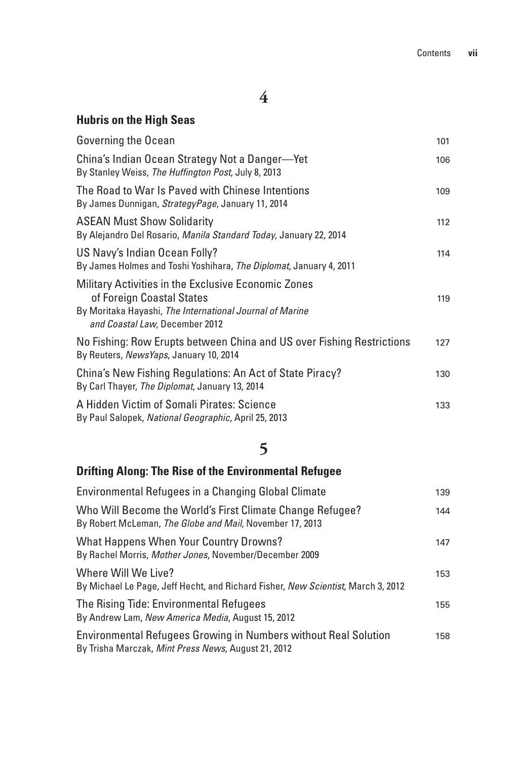## 4

### Hubris on the High Seas

| | |
|---|---|
| Governing the Ocean | 101 |
| China's Indian Ocean Strategy Not a Danger—Yet<br>By Stanley Weiss, *The Huffington Post*, July 8, 2013 | 106 |
| The Road to War Is Paved with Chinese Intentions<br>By James Dunnigan, *StrategyPage*, January 11, 2014 | 109 |
| ASEAN Must Show Solidarity<br>By Alejandro Del Rosario, *Manila Standard Today*, January 22, 2014 | 112 |
| US Navy's Indian Ocean Folly?<br>By James Holmes and Toshi Yoshihara, *The Diplomat*, January 4, 2011 | 114 |
| Military Activities in the Exclusive Economic Zones of Foreign Coastal States<br>By Moritaka Hayashi, *The International Journal of Marine and Coastal Law*, December 2012 | 119 |
| No Fishing: Row Erupts between China and US over Fishing Restrictions<br>By Reuters, *NewsYaps*, January 10, 2014 | 127 |
| China's New Fishing Regulations: An Act of State Piracy?<br>By Carl Thayer, *The Diplomat*, January 13, 2014 | 130 |
| A Hidden Victim of Somali Pirates: Science<br>By Paul Salopek, *National Geographic*, April 25, 2013 | 133 |

## 5

### Drifting Along: The Rise of the Environmental Refugee

| | |
|---|---|
| Environmental Refugees in a Changing Global Climate | 139 |
| Who Will Become the World's First Climate Change Refugee?<br>By Robert McLeman, *The Globe and Mail*, November 17, 2013 | 144 |
| What Happens When Your Country Drowns?<br>By Rachel Morris, *Mother Jones*, November/December 2009 | 147 |
| Where Will We Live?<br>By Michael Le Page, Jeff Hecht, and Richard Fisher, *New Scientist*, March 3, 2012 | 153 |
| The Rising Tide: Environmental Refugees<br>By Andrew Lam, *New America Media*, August 15, 2012 | 155 |
| Environmental Refugees Growing in Numbers without Real Solution<br>By Trisha Marczak, *Mint Press News*, August 21, 2012 | 158 |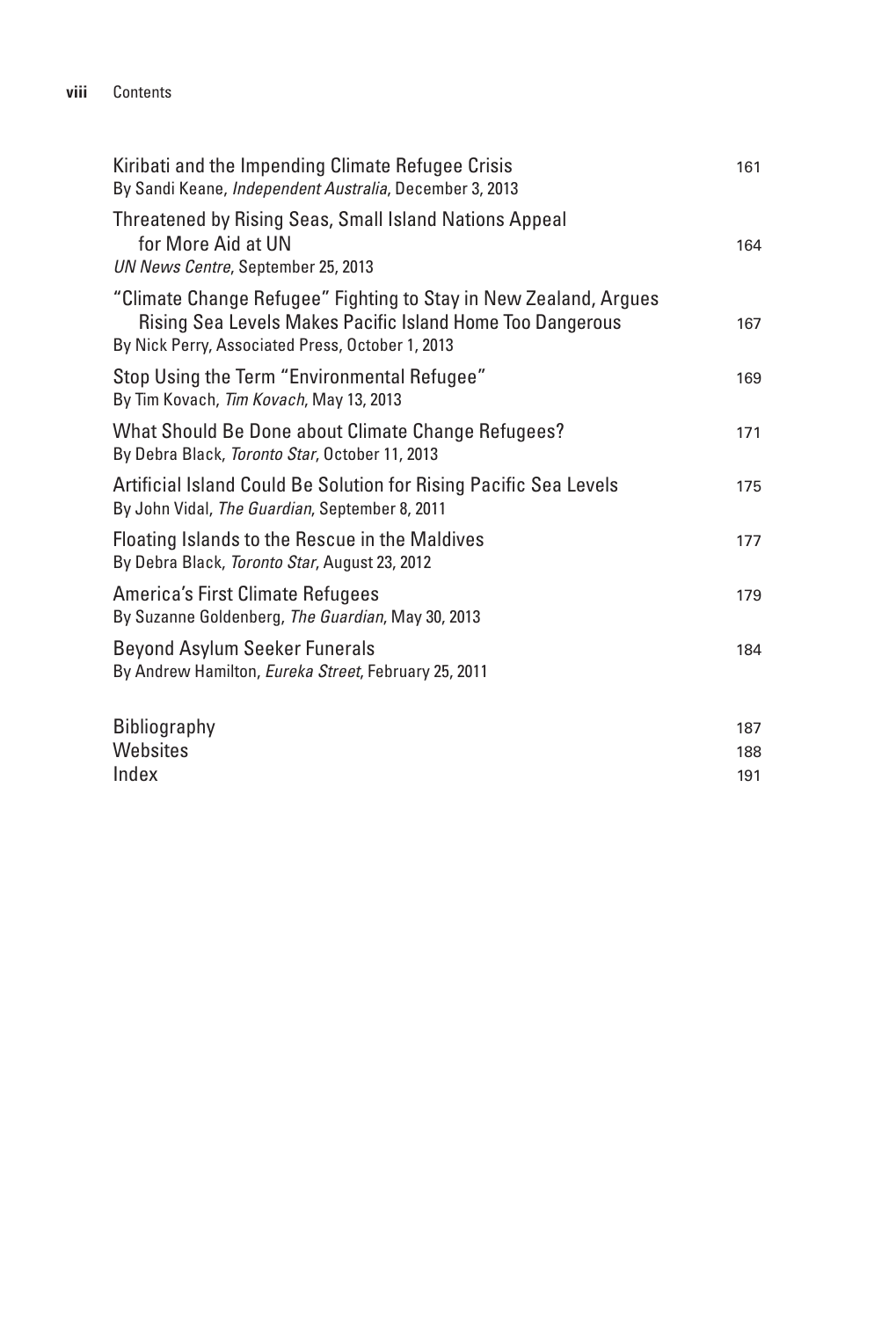Kiribati and the Impending Climate Refugee Crisis 161
By Sandi Keane, *Independent Australia*, December 3, 2013

Threatened by Rising Seas, Small Island Nations Appeal for More Aid at UN 164
*UN News Centre*, September 25, 2013

"Climate Change Refugee" Fighting to Stay in New Zealand, Argues Rising Sea Levels Makes Pacific Island Home Too Dangerous 167
By Nick Perry, Associated Press, October 1, 2013

Stop Using the Term "Environmental Refugee" 169
By Tim Kovach, *Tim Kovach*, May 13, 2013

What Should Be Done about Climate Change Refugees? 171
By Debra Black, *Toronto Star*, October 11, 2013

Artificial Island Could Be Solution for Rising Pacific Sea Levels 175
By John Vidal, *The Guardian*, September 8, 2011

Floating Islands to the Rescue in the Maldives 177
By Debra Black, *Toronto Star*, August 23, 2012

America's First Climate Refugees 179
By Suzanne Goldenberg, *The Guardian*, May 30, 2013

Beyond Asylum Seeker Funerals 184
By Andrew Hamilton, *Eureka Street*, February 25, 2011

Bibliography 187
Websites 188
Index 191